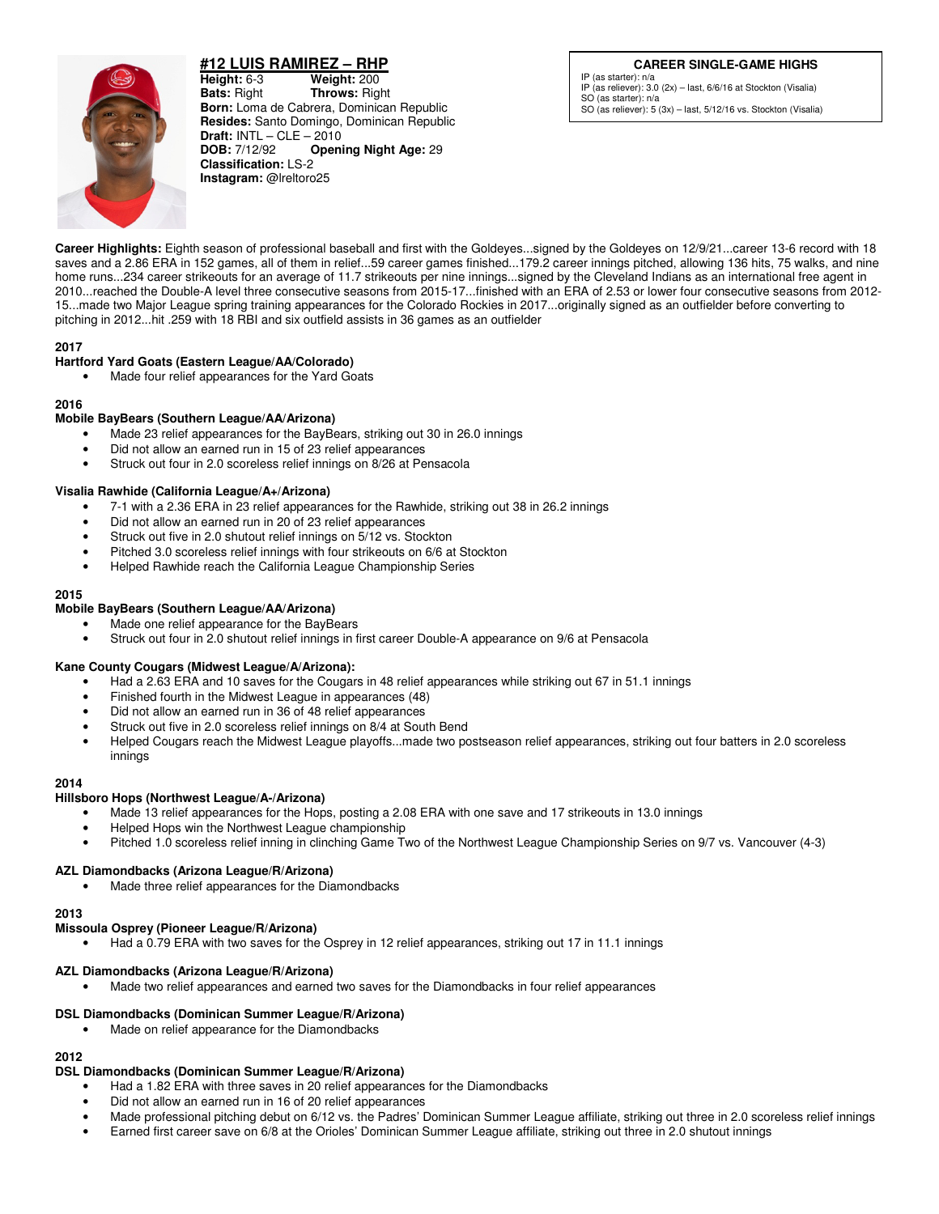# #12 LUIS RAMIREZ – RHP

**Height:** 6-3 **Weight:** 200
**Bats:** Right **Throws:** Right
**Born:** Loma de Cabrera, Dominican Republic
**Resides:** Santo Domingo, Dominican Republic
**Draft:** INTL – CLE – 2010
**DOB:** 7/12/92 **Opening Night Age:** 29
**Classification:** LS-2
**Instagram:** @lreltoro25

**CAREER SINGLE-GAME HIGHS**

IP (as starter): n/a
IP (as reliever): 3.0 (2x) – last, 6/6/16 at Stockton (Visalia)
SO (as starter): n/a
SO (as reliever): 5 (3x) – last, 5/12/16 vs. Stockton (Visalia)

**Career Highlights:** Eighth season of professional baseball and first with the Goldeyes...signed by the Goldeyes on 12/9/21...career 13-6 record with 18 saves and a 2.86 ERA in 152 games, all of them in relief...59 career games finished...179.2 career innings pitched, allowing 136 hits, 75 walks, and nine home runs...234 career strikeouts for an average of 11.7 strikeouts per nine innings...signed by the Cleveland Indians as an international free agent in 2010...reached the Double-A level three consecutive seasons from 2015-17...finished with an ERA of 2.53 or lower four consecutive seasons from 2012-15...made two Major League spring training appearances for the Colorado Rockies in 2017...originally signed as an outfielder before converting to pitching in 2012...hit .259 with 18 RBI and six outfield assists in 36 games as an outfielder

## 2017

### Hartford Yard Goats (Eastern League/AA/Colorado)

- Made four relief appearances for the Yard Goats

## 2016

### Mobile BayBears (Southern League/AA/Arizona)

- Made 23 relief appearances for the BayBears, striking out 30 in 26.0 innings
- Did not allow an earned run in 15 of 23 relief appearances
- Struck out four in 2.0 scoreless relief innings on 8/26 at Pensacola

### Visalia Rawhide (California League/A+/Arizona)

- 7-1 with a 2.36 ERA in 23 relief appearances for the Rawhide, striking out 38 in 26.2 innings
- Did not allow an earned run in 20 of 23 relief appearances
- Struck out five in 2.0 shutout relief innings on 5/12 vs. Stockton
- Pitched 3.0 scoreless relief innings with four strikeouts on 6/6 at Stockton
- Helped Rawhide reach the California League Championship Series

## 2015

### Mobile BayBears (Southern League/AA/Arizona)

- Made one relief appearance for the BayBears
- Struck out four in 2.0 shutout relief innings in first career Double-A appearance on 9/6 at Pensacola

### Kane County Cougars (Midwest League/A/Arizona):

- Had a 2.63 ERA and 10 saves for the Cougars in 48 relief appearances while striking out 67 in 51.1 innings
- Finished fourth in the Midwest League in appearances (48)
- Did not allow an earned run in 36 of 48 relief appearances
- Struck out five in 2.0 scoreless relief innings on 8/4 at South Bend
- Helped Cougars reach the Midwest League playoffs...made two postseason relief appearances, striking out four batters in 2.0 scoreless innings

## 2014

### Hillsboro Hops (Northwest League/A-/Arizona)

- Made 13 relief appearances for the Hops, posting a 2.08 ERA with one save and 17 strikeouts in 13.0 innings
- Helped Hops win the Northwest League championship
- Pitched 1.0 scoreless relief inning in clinching Game Two of the Northwest League Championship Series on 9/7 vs. Vancouver (4-3)

### AZL Diamondbacks (Arizona League/R/Arizona)

- Made three relief appearances for the Diamondbacks

## 2013

### Missoula Osprey (Pioneer League/R/Arizona)

- Had a 0.79 ERA with two saves for the Osprey in 12 relief appearances, striking out 17 in 11.1 innings

### AZL Diamondbacks (Arizona League/R/Arizona)

- Made two relief appearances and earned two saves for the Diamondbacks in four relief appearances

### DSL Diamondbacks (Dominican Summer League/R/Arizona)

- Made on relief appearance for the Diamondbacks

## 2012

### DSL Diamondbacks (Dominican Summer League/R/Arizona)

- Had a 1.82 ERA with three saves in 20 relief appearances for the Diamondbacks
- Did not allow an earned run in 16 of 20 relief appearances
- Made professional pitching debut on 6/12 vs. the Padres' Dominican Summer League affiliate, striking out three in 2.0 scoreless relief innings
- Earned first career save on 6/8 at the Orioles' Dominican Summer League affiliate, striking out three in 2.0 shutout innings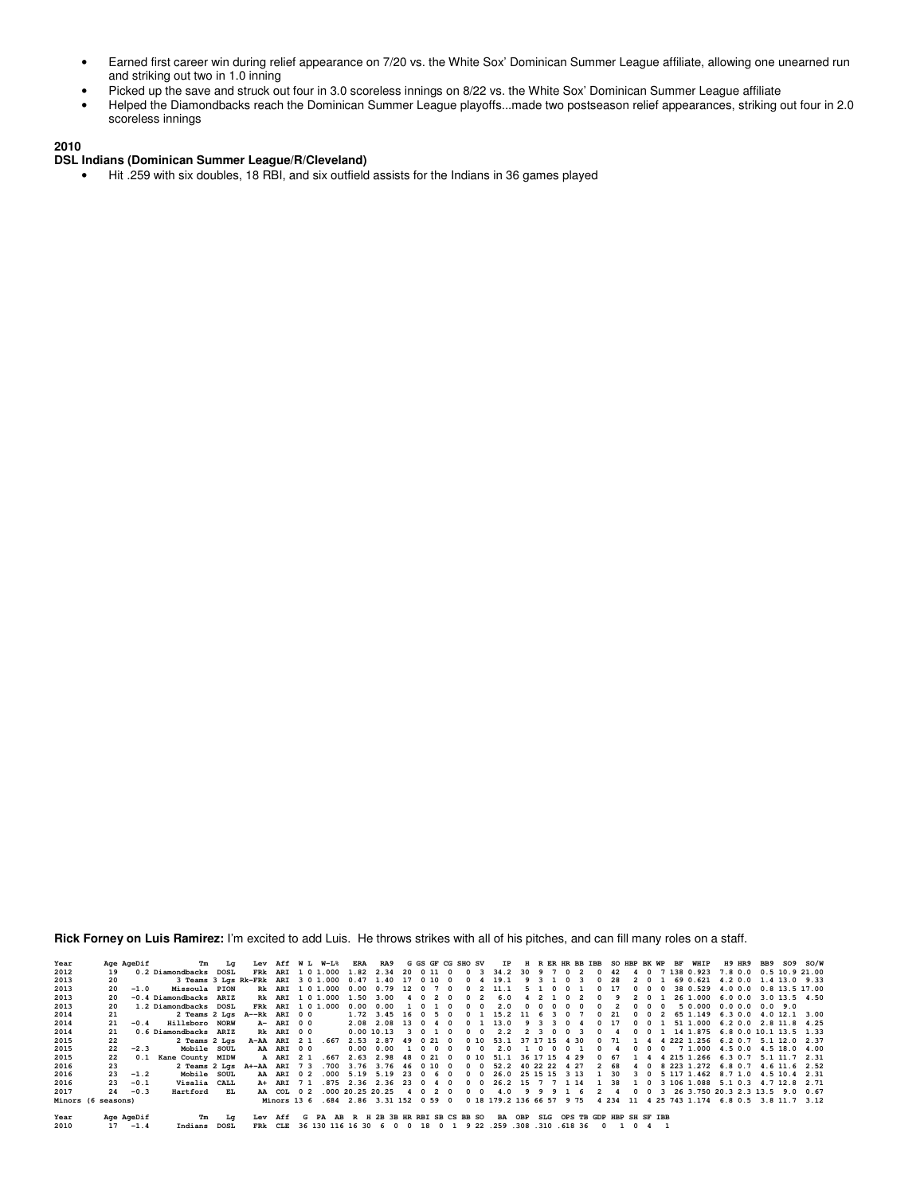- Earned first career win during relief appearance on 7/20 vs. the White Sox' Dominican Summer League affiliate, allowing one unearned run and striking out two in 1.0 inning
- Picked up the save and struck out four in 3.0 scoreless innings on 8/22 vs. the White Sox' Dominican Summer League affiliate
- Helped the Diamondbacks reach the Dominican Summer League playoffs...made two postseason relief appearances, striking out four in 2.0 scoreless innings

**2010**

**DSL Indians (Dominican Summer League/R/Cleveland)**

- Hit .259 with six doubles, 18 RBI, and six outfield assists for the Indians in 36 games played

**Rick Forney on Luis Ramirez:** I'm excited to add Luis. He throws strikes with all of his pitches, and can fill many roles on a staff.

| Year | Age | AgeDif | Tm | Lg | Lev | Aff | W | L | W-L% | ERA | RA9 | G | GS | GF | CG | SHO | SV | IP | H | R | ER | HR | BB | IBB | SO | HBP | BK | WP | BF | WHIP | H9 | HR9 | BB9 | SO9 | SO/W |
|---|---|---|---|---|---|---|---|---|---|---|---|---|---|---|---|---|---|---|---|---|---|---|---|---|---|---|---|---|---|---|---|---|---|---|---|
| 2012 | 19 | 0.2 | Diamondbacks | DOSL | FRk | ARI | 1 | 0 | 1.000 | 1.82 | 2.34 | 20 | 0 | 11 | 0 | 0 | 3 | 34.2 | 30 | 9 | 7 | 0 | 2 | 0 | 42 | 4 | 0 | 7 | 138 | 0.923 | 7.8 | 0.0 | 0.5 | 10.9 | 21.00 |
| 2013 | 20 | | 3 Teams | 3 Lgs | Rk-FRk | ARI | 3 | 0 | 1.000 | 0.47 | 1.40 | 17 | 0 | 10 | 0 | 0 | 4 | 19.1 | 9 | 3 | 1 | 0 | 3 | 0 | 28 | 2 | 0 | 1 | 69 | 0.621 | 4.2 | 0.0 | 1.4 | 13.0 | 9.33 |
| 2013 | 20 | -1.0 | Missoula | PION | Rk | ARI | 1 | 0 | 1.000 | 0.00 | 0.79 | 12 | 0 | 7 | 0 | 0 | 2 | 11.1 | 5 | 1 | 0 | 0 | 1 | 0 | 17 | 0 | 0 | 0 | 38 | 0.529 | 4.0 | 0.0 | 0.8 | 13.5 | 17.00 |
| 2013 | 20 | -0.4 | Diamondbacks | ARIZ | Rk | ARI | 1 | 0 | 1.000 | 1.50 | 3.00 | 4 | 0 | 2 | 0 | 0 | 2 | 6.0 | 4 | 2 | 1 | 0 | 2 | 0 | 9 | 2 | 0 | 1 | 26 | 1.000 | 6.0 | 0.0 | 3.0 | 13.5 | 4.50 |
| 2013 | 20 | 1.2 | Diamondbacks | DOSL | FRk | ARI | 1 | 0 | 1.000 | 0.00 | 0.00 | 1 | 0 | 1 | 0 | 0 | 0 | 2.0 | 0 | 0 | 0 | 0 | 0 | 0 | 2 | 0 | 0 | 0 | 5 | 0.000 | 0.0 | 0.0 | 0.0 | 9.0 | |
| 2014 | 21 | | 2 Teams | 2 Lgs | A--Rk | ARI | 0 | 0 | | 1.72 | 3.45 | 16 | 0 | 5 | 0 | 0 | 1 | 15.2 | 11 | 6 | 3 | 0 | 7 | 0 | 21 | 0 | 0 | 2 | 65 | 1.149 | 6.3 | 0.0 | 4.0 | 12.1 | 3.00 |
| 2014 | 21 | -0.4 | Hillsboro | NORW | A- | ARI | 0 | 0 | | 2.08 | 2.08 | 13 | 0 | 4 | 0 | 0 | 1 | 13.0 | 9 | 3 | 3 | 0 | 4 | 0 | 17 | 0 | 0 | 1 | 51 | 1.000 | 6.2 | 0.0 | 2.8 | 11.8 | 4.25 |
| 2014 | 21 | 0.6 | Diamondbacks | ARIZ | Rk | ARI | 0 | 0 | | 0.00 | 10.13 | 3 | 0 | 1 | 0 | 0 | 0 | 2.2 | 2 | 3 | 0 | 0 | 3 | 0 | 4 | 0 | 0 | 1 | 14 | 1.875 | 6.8 | 0.0 | 10.1 | 13.5 | 1.33 |
| 2015 | 22 | | 2 Teams | 2 Lgs | A-AA | ARI | 2 | 1 | .667 | 2.53 | 2.87 | 49 | 0 | 21 | 0 | 0 | 10 | 53.1 | 37 | 17 | 15 | 4 | 30 | 0 | 71 | 1 | 4 | 4 | 222 | 1.256 | 6.2 | 0.7 | 5.1 | 12.0 | 2.37 |
| 2015 | 22 | -2.3 | Mobile | SOUL | AA | ARI | 0 | 0 | | 0.00 | 0.00 | 1 | 0 | 0 | 0 | 0 | 0 | 2.0 | 1 | 0 | 0 | 0 | 1 | 0 | 4 | 0 | 0 | 0 | 7 | 1.000 | 4.5 | 0.0 | 4.5 | 18.0 | 4.00 |
| 2015 | 22 | 0.1 | Kane County | MIDW | A | ARI | 2 | 1 | .667 | 2.63 | 2.98 | 48 | 0 | 21 | 0 | 0 | 10 | 51.1 | 36 | 17 | 15 | 4 | 29 | 0 | 67 | 1 | 4 | 4 | 215 | 1.266 | 6.3 | 0.7 | 5.1 | 11.7 | 2.31 |
| 2016 | 23 | | 2 Teams | 2 Lgs | A+-AA | ARI | 7 | 3 | .700 | 3.76 | 3.76 | 46 | 0 | 10 | 0 | 0 | 0 | 52.2 | 40 | 22 | 22 | 4 | 27 | 2 | 68 | 4 | 0 | 8 | 223 | 1.272 | 6.8 | 0.7 | 4.6 | 11.6 | 2.52 |
| 2016 | 23 | -1.2 | Mobile | SOUL | AA | ARI | 0 | 2 | .000 | 5.19 | 5.19 | 23 | 0 | 6 | 0 | 0 | 0 | 26.0 | 25 | 15 | 15 | 3 | 13 | 1 | 30 | 3 | 0 | 5 | 117 | 1.462 | 8.7 | 1.0 | 4.5 | 10.4 | 2.31 |
| 2016 | 23 | -0.1 | Visalia | CALL | A+ | ARI | 7 | 1 | .875 | 2.36 | 2.36 | 23 | 0 | 4 | 0 | 0 | 0 | 26.2 | 15 | 7 | 7 | 1 | 14 | 1 | 38 | 1 | 0 | 3 | 106 | 1.088 | 5.1 | 0.3 | 4.7 | 12.8 | 2.71 |
| 2017 | 24 | -0.3 | Hartford | EL | AA | COL | 0 | 2 | .000 | 20.25 | 20.25 | 4 | 0 | 2 | 0 | 0 | 0 | 4.0 | 9 | 9 | 9 | 1 | 6 | 2 | 4 | 0 | 0 | 3 | 26 | 3.750 | 20.3 | 2.3 | 13.5 | 9.0 | 0.67 |
| Minors (6 seasons) | | | | | Minors | | 13 | 6 | .684 | 2.86 | 3.31 | 152 | 0 | 59 | 0 | 0 | 18 | 179.2 | 136 | 66 | 57 | 9 | 75 | 4 | 234 | 11 | 4 | 25 | 743 | 1.174 | 6.8 | 0.5 | 3.8 | 11.7 | 3.12 |

| Year | Age | AgeDif | Tm | Lg | Lev | Aff | G | PA | AB | R | H | 2B | 3B | HR | RBI | SB | CS | BB | SO | BA | OBP | SLG | OPS | TB | GDP | HBP | SH | SF | IBB |
|---|---|---|---|---|---|---|---|---|---|---|---|---|---|---|---|---|---|---|---|---|---|---|---|---|---|---|---|---|---|
| 2010 | 17 | -1.4 | Indians | DOSL | FRk | CLE | 36 | 130 | 116 | 16 | 30 | 6 | 0 | 0 | 18 | 0 | 1 | 9 | 22 | .259 | .308 | .310 | .618 | 36 | 0 | 1 | 0 | 4 | 1 |